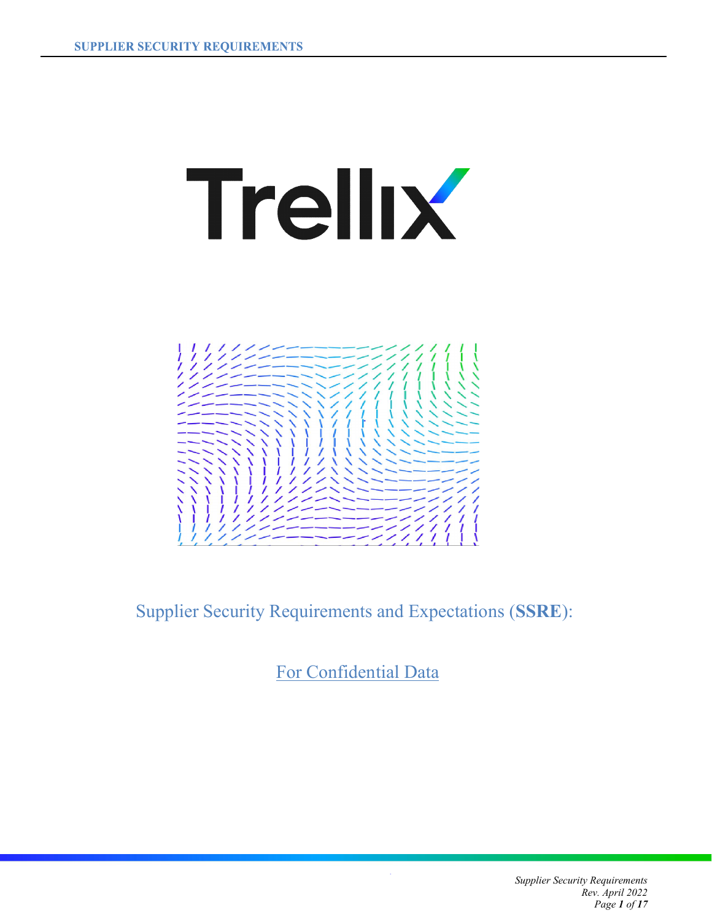# Supplier Security Requirements and Expectations (**SSRE**):

## For Confidential Data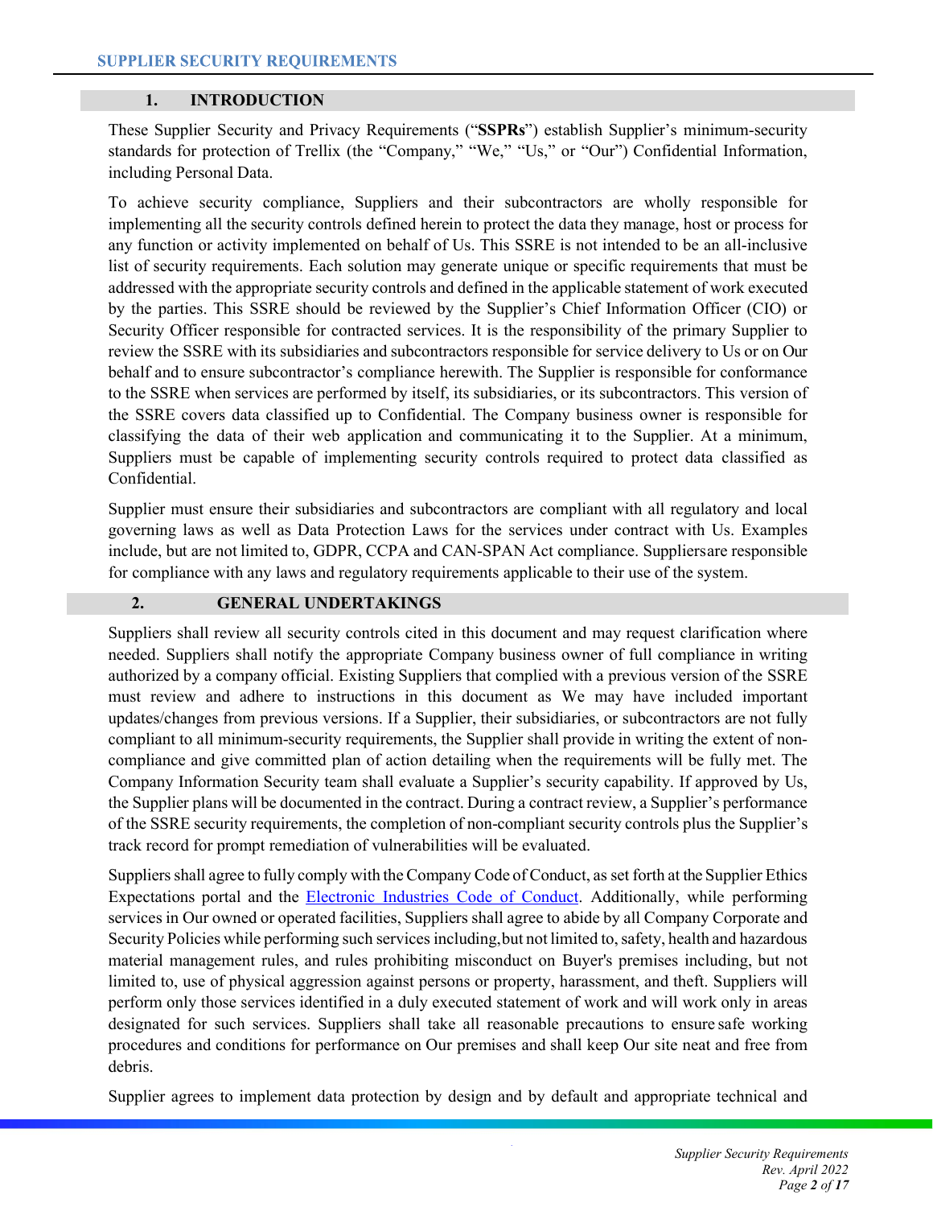## 1. INTRODUCTION

These Supplier Security and Privacy Requirements ("**SSPRs**") establish Supplier's minimum-security standards for protection of Trellix (the "Company," "We," "Us," or "Our") Confidential Information, including Personal Data.

To achieve security compliance, Suppliers and their subcontractors are wholly responsible for implementing all the security controls defined herein to protect the data they manage, host or process for any function or activity implemented on behalf of Us. This SSRE is not intended to be an all-inclusive list of security requirements. Each solution may generate unique or specific requirements that must be addressed with the appropriate security controls and defined in the applicable statement of work executed by the parties. This SSRE should be reviewed by the Supplier's Chief Information Officer (CIO) or Security Officer responsible for contracted services. It is the responsibility of the primary Supplier to review the SSRE with its subsidiaries and subcontractors responsible for service delivery to Us or on Our behalf and to ensure subcontractor's compliance herewith. The Supplier is responsible for conformance to the SSRE when services are performed by itself, its subsidiaries, or its subcontractors. This version of the SSRE covers data classified up to Confidential. The Company business owner is responsible for classifying the data of their web application and communicating it to the Supplier. At a minimum, Suppliers must be capable of implementing security controls required to protect data classified as Confidential.

Supplier must ensure their subsidiaries and subcontractors are compliant with all regulatory and local governing laws as well as Data Protection Laws for the services under contract with Us. Examples include, but are not limited to, GDPR, CCPA and CAN-SPAN Act compliance. Suppliersare responsible for compliance with any laws and regulatory requirements applicable to their use of the system.

## 2. GENERAL UNDERTAKINGS

Suppliers shall review all security controls cited in this document and may request clarification where needed. Suppliers shall notify the appropriate Company business owner of full compliance in writing authorized by a company official. Existing Suppliers that complied with a previous version of the SSRE must review and adhere to instructions in this document as We may have included important updates/changes from previous versions. If a Supplier, their subsidiaries, or subcontractors are not fully compliant to all minimum-security requirements, the Supplier shall provide in writing the extent of non-compliance and give committed plan of action detailing when the requirements will be fully met. The Company Information Security team shall evaluate a Supplier's security capability. If approved by Us, the Supplier plans will be documented in the contract. During a contract review, a Supplier's performance of the SSRE security requirements, the completion of non-compliant security controls plus the Supplier's track record for prompt remediation of vulnerabilities will be evaluated.

Suppliers shall agree to fully comply with the Company Code of Conduct, as set forth at the Supplier Ethics Expectations portal and the [Electronic Industries Code of Conduct](). Additionally, while performing services in Our owned or operated facilities, Suppliers shall agree to abide by all Company Corporate and Security Policies while performing such services including,but not limited to, safety, health and hazardous material management rules, and rules prohibiting misconduct on Buyer's premises including, but not limited to, use of physical aggression against persons or property, harassment, and theft. Suppliers will perform only those services identified in a duly executed statement of work and will work only in areas designated for such services. Suppliers shall take all reasonable precautions to ensure safe working procedures and conditions for performance on Our premises and shall keep Our site neat and free from debris.

Supplier agrees to implement data protection by design and by default and appropriate technical and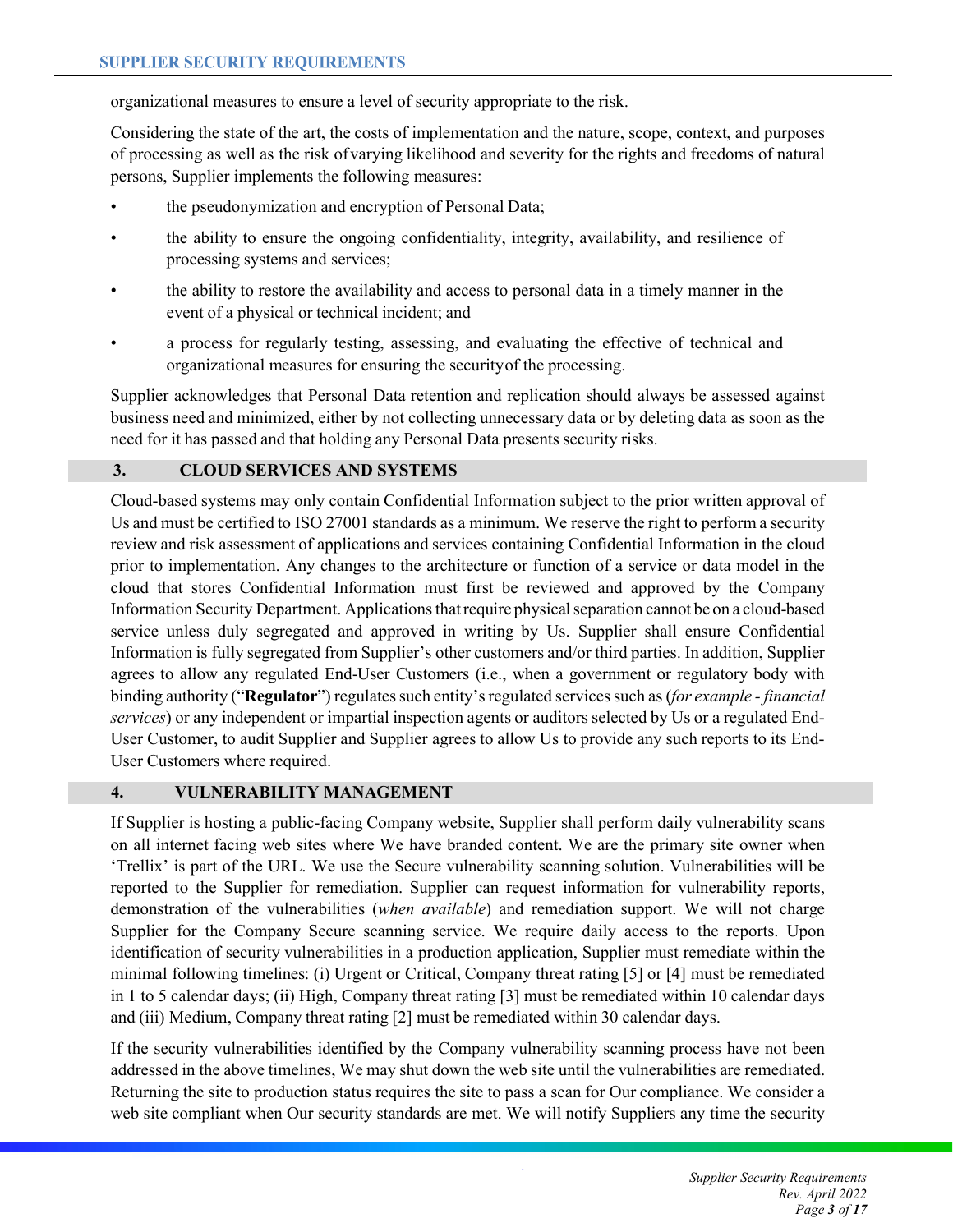organizational measures to ensure a level of security appropriate to the risk.

Considering the state of the art, the costs of implementation and the nature, scope, context, and purposes of processing as well as the risk of varying likelihood and severity for the rights and freedoms of natural persons, Supplier implements the following measures:

- the pseudonymization and encryption of Personal Data;
- the ability to ensure the ongoing confidentiality, integrity, availability, and resilience of processing systems and services;
- the ability to restore the availability and access to personal data in a timely manner in the event of a physical or technical incident; and
- a process for regularly testing, assessing, and evaluating the effective of technical and organizational measures for ensuring the security of the processing.

Supplier acknowledges that Personal Data retention and replication should always be assessed against business need and minimized, either by not collecting unnecessary data or by deleting data as soon as the need for it has passed and that holding any Personal Data presents security risks.

## 3. CLOUD SERVICES AND SYSTEMS

Cloud-based systems may only contain Confidential Information subject to the prior written approval of Us and must be certified to ISO 27001 standards as a minimum. We reserve the right to perform a security review and risk assessment of applications and services containing Confidential Information in the cloud prior to implementation. Any changes to the architecture or function of a service or data model in the cloud that stores Confidential Information must first be reviewed and approved by the Company Information Security Department. Applications that require physical separation cannot be on a cloud-based service unless duly segregated and approved in writing by Us. Supplier shall ensure Confidential Information is fully segregated from Supplier's other customers and/or third parties. In addition, Supplier agrees to allow any regulated End-User Customers (i.e., when a government or regulatory body with binding authority ("**Regulator**") regulates such entity's regulated services such as (*for example - financial services*) or any independent or impartial inspection agents or auditors selected by Us or a regulated End-User Customer, to audit Supplier and Supplier agrees to allow Us to provide any such reports to its End-User Customers where required.

## 4. VULNERABILITY MANAGEMENT

If Supplier is hosting a public-facing Company website, Supplier shall perform daily vulnerability scans on all internet facing web sites where We have branded content. We are the primary site owner when 'Trellix' is part of the URL. We use the Secure vulnerability scanning solution. Vulnerabilities will be reported to the Supplier for remediation. Supplier can request information for vulnerability reports, demonstration of the vulnerabilities (*when available*) and remediation support. We will not charge Supplier for the Company Secure scanning service. We require daily access to the reports. Upon identification of security vulnerabilities in a production application, Supplier must remediate within the minimal following timelines: (i) Urgent or Critical, Company threat rating [5] or [4] must be remediated in 1 to 5 calendar days; (ii) High, Company threat rating [3] must be remediated within 10 calendar days and (iii) Medium, Company threat rating [2] must be remediated within 30 calendar days.

If the security vulnerabilities identified by the Company vulnerability scanning process have not been addressed in the above timelines, We may shut down the web site until the vulnerabilities are remediated. Returning the site to production status requires the site to pass a scan for Our compliance. We consider a web site compliant when Our security standards are met. We will notify Suppliers any time the security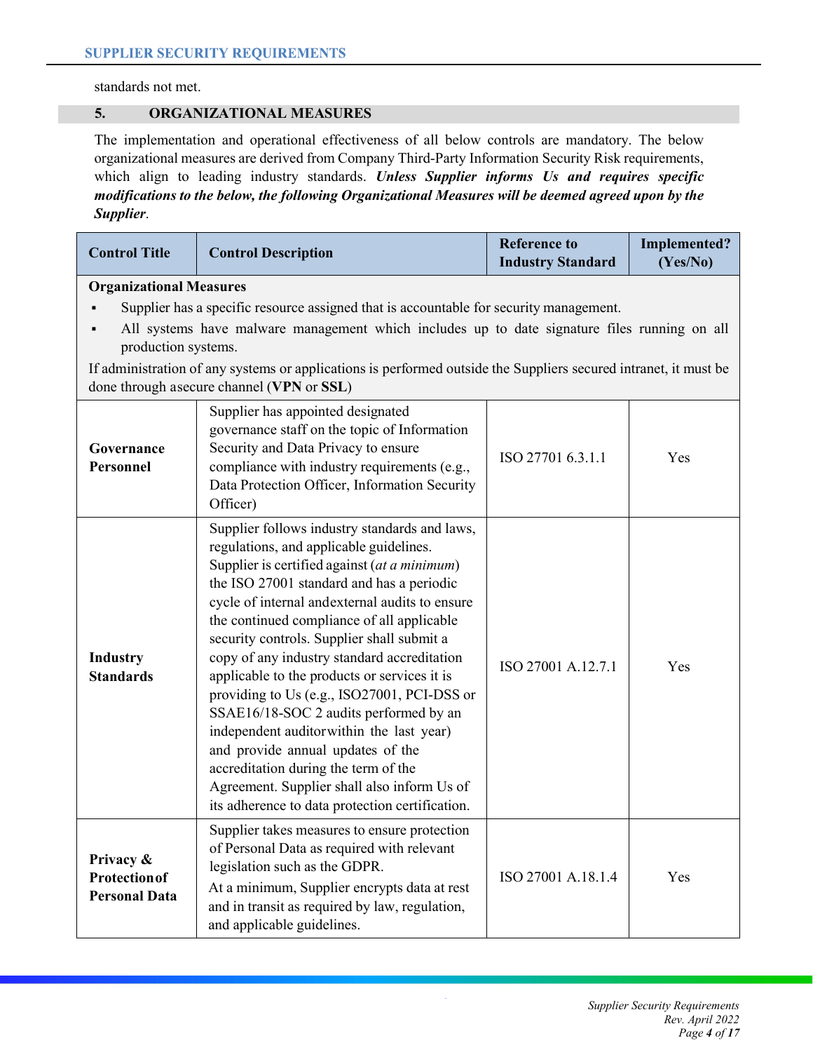standards not met.

## 5. ORGANIZATIONAL MEASURES

The implementation and operational effectiveness of all below controls are mandatory. The below organizational measures are derived from Company Third-Party Information Security Risk requirements, which align to leading industry standards. ***Unless Supplier informs Us and requires specific modifications to the below, the following Organizational Measures will be deemed agreed upon by the Supplier***.

| Control Title | Control Description | Reference to Industry Standard | Implemented? (Yes/No) |
|---|---|---|---|
| **Organizational Measures**<br>▪ Supplier has a specific resource assigned that is accountable for security management.<br>▪ All systems have malware management which includes up to date signature files running on all production systems.<br>If administration of any systems or applications is performed outside the Suppliers secured intranet, it must be done through asecure channel (**VPN** or **SSL**) | | | |
| **Governance Personnel** | Supplier has appointed designated governance staff on the topic of Information Security and Data Privacy to ensure compliance with industry requirements (e.g., Data Protection Officer, Information Security Officer) | ISO 27701 6.3.1.1 | Yes |
| **Industry Standards** | Supplier follows industry standards and laws, regulations, and applicable guidelines. Supplier is certified against (*at a minimum*) the ISO 27001 standard and has a periodic cycle of internal andexternal audits to ensure the continued compliance of all applicable security controls. Supplier shall submit a copy of any industry standard accreditation applicable to the products or services it is providing to Us (e.g., ISO27001, PCI-DSS or SSAE16/18-SOC 2 audits performed by an independent auditorwithin the last year) and provide annual updates of the accreditation during the term of the Agreement. Supplier shall also inform Us of its adherence to data protection certification. | ISO 27001 A.12.7.1 | Yes |
| **Privacy & Protectionof Personal Data** | Supplier takes measures to ensure protection of Personal Data as required with relevant legislation such as the GDPR.<br>At a minimum, Supplier encrypts data at rest and in transit as required by law, regulation, and applicable guidelines. | ISO 27001 A.18.1.4 | Yes |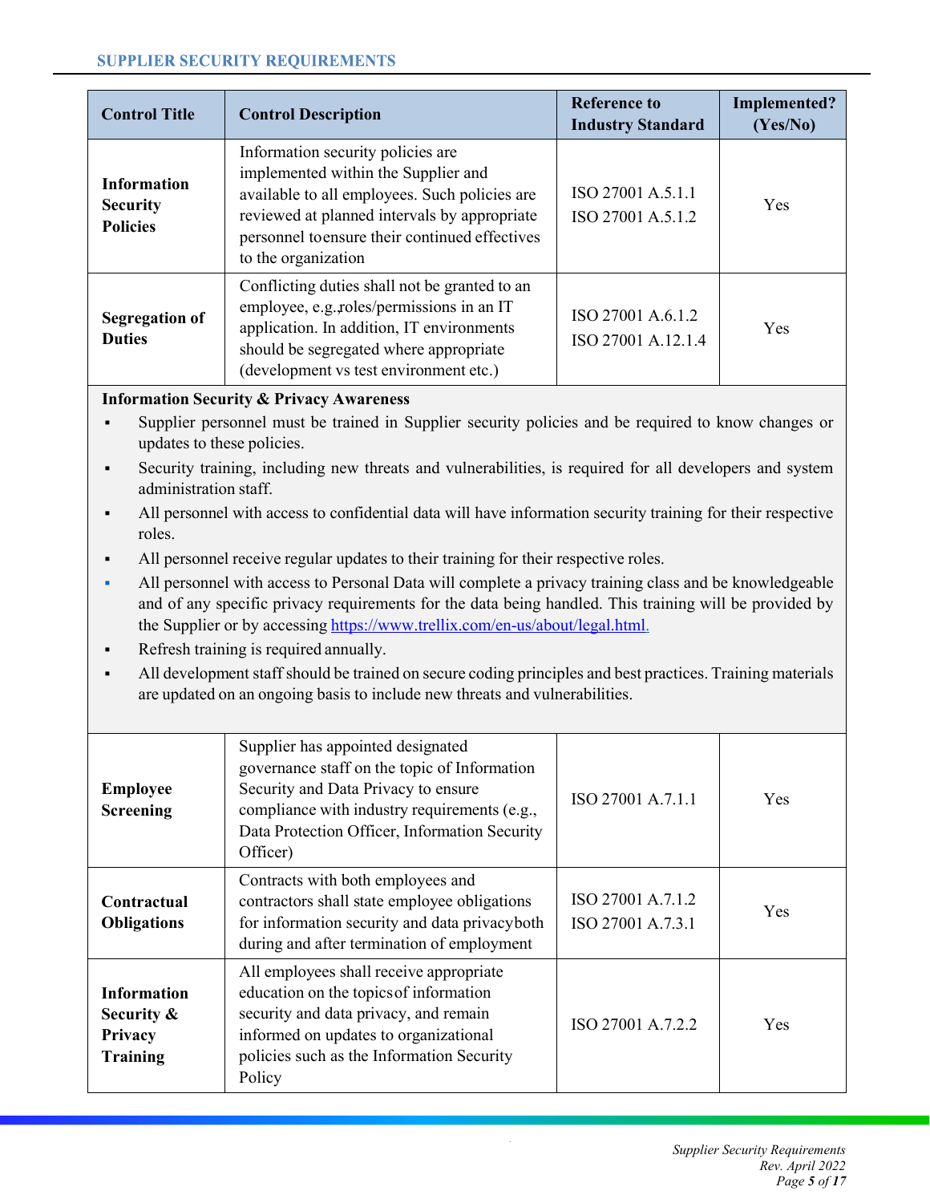| Control Title | Control Description | Reference to Industry Standard | Implemented? (Yes/No) |
|---|---|---|---|
| **Information Security Policies** | Information security policies are implemented within the Supplier and available to all employees. Such policies are reviewed at planned intervals by appropriate personnel toensure their continued effectives to the organization | ISO 27001 A.5.1.1<br>ISO 27001 A.5.1.2 | Yes |
| **Segregation of Duties** | Conflicting duties shall not be granted to an employee, e.g.,roles/permissions in an IT application. In addition, IT environments should be segregated where appropriate (development vs test environment etc.) | ISO 27001 A.6.1.2<br>ISO 27001 A.12.1.4 | Yes |

**Information Security & Privacy Awareness**

- Supplier personnel must be trained in Supplier security policies and be required to know changes or updates to these policies.
- Security training, including new threats and vulnerabilities, is required for all developers and system administration staff.
- All personnel with access to confidential data will have information security training for their respective roles.
- All personnel receive regular updates to their training for their respective roles.
- All personnel with access to Personal Data will complete a privacy training class and be knowledgeable and of any specific privacy requirements for the data being handled. This training will be provided by the Supplier or by accessing https://www.trellix.com/en-us/about/legal.html.
- Refresh training is required annually.
- All development staff should be trained on secure coding principles and best practices. Training materials are updated on an ongoing basis to include new threats and vulnerabilities.

| Control Title | Control Description | Reference to Industry Standard | Implemented? (Yes/No) |
|---|---|---|---|
| **Employee Screening** | Supplier has appointed designated governance staff on the topic of Information Security and Data Privacy to ensure compliance with industry requirements (e.g., Data Protection Officer, Information Security Officer) | ISO 27001 A.7.1.1 | Yes |
| **Contractual Obligations** | Contracts with both employees and contractors shall state employee obligations for information security and data privacyboth during and after termination of employment | ISO 27001 A.7.1.2<br>ISO 27001 A.7.3.1 | Yes |
| **Information Security & Privacy Training** | All employees shall receive appropriate education on the topicsof information security and data privacy, and remain informed on updates to organizational policies such as the Information Security Policy | ISO 27001 A.7.2.2 | Yes |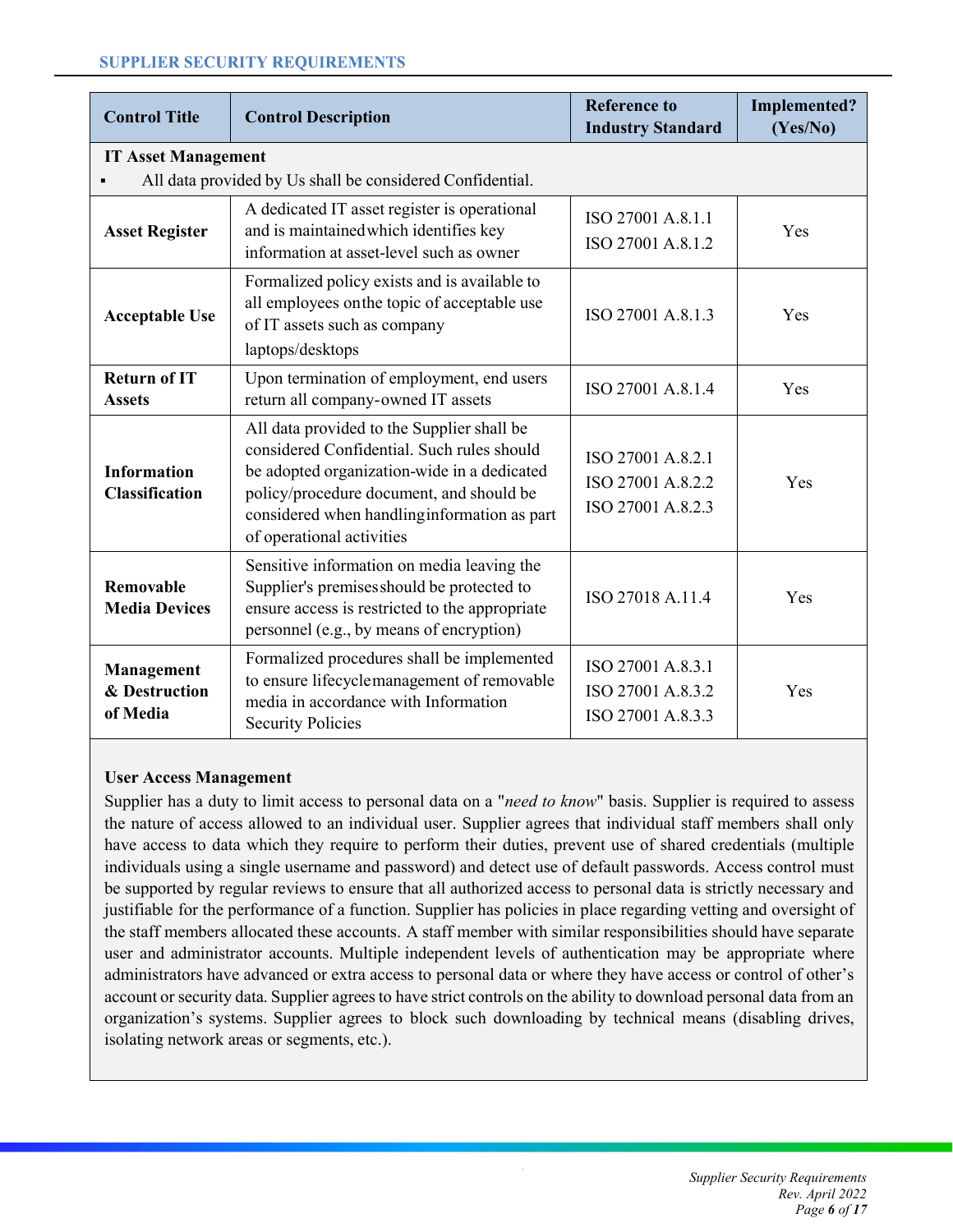| Control Title | Control Description | Reference to Industry Standard | Implemented? (Yes/No) |
|---|---|---|---|
| **IT Asset Management**<br>▪ All data provided by Us shall be considered Confidential. | | | |
| **Asset Register** | A dedicated IT asset register is operational and is maintained which identifies key information at asset-level such as owner | ISO 27001 A.8.1.1<br>ISO 27001 A.8.1.2 | Yes |
| **Acceptable Use** | Formalized policy exists and is available to all employees on the topic of acceptable use of IT assets such as company laptops/desktops | ISO 27001 A.8.1.3 | Yes |
| **Return of IT Assets** | Upon termination of employment, end users return all company-owned IT assets | ISO 27001 A.8.1.4 | Yes |
| **Information Classification** | All data provided to the Supplier shall be considered Confidential. Such rules should be adopted organization-wide in a dedicated policy/procedure document, and should be considered when handling information as part of operational activities | ISO 27001 A.8.2.1<br>ISO 27001 A.8.2.2<br>ISO 27001 A.8.2.3 | Yes |
| **Removable Media Devices** | Sensitive information on media leaving the Supplier's premises should be protected to ensure access is restricted to the appropriate personnel (e.g., by means of encryption) | ISO 27018 A.11.4 | Yes |
| **Management & Destruction of Media** | Formalized procedures shall be implemented to ensure lifecycle management of removable media in accordance with Information Security Policies | ISO 27001 A.8.3.1<br>ISO 27001 A.8.3.2<br>ISO 27001 A.8.3.3 | Yes |

**User Access Management**

Supplier has a duty to limit access to personal data on a "*need to know*" basis. Supplier is required to assess the nature of access allowed to an individual user. Supplier agrees that individual staff members shall only have access to data which they require to perform their duties, prevent use of shared credentials (multiple individuals using a single username and password) and detect use of default passwords. Access control must be supported by regular reviews to ensure that all authorized access to personal data is strictly necessary and justifiable for the performance of a function. Supplier has policies in place regarding vetting and oversight of the staff members allocated these accounts. A staff member with similar responsibilities should have separate user and administrator accounts. Multiple independent levels of authentication may be appropriate where administrators have advanced or extra access to personal data or where they have access or control of other's account or security data. Supplier agrees to have strict controls on the ability to download personal data from an organization's systems. Supplier agrees to block such downloading by technical means (disabling drives, isolating network areas or segments, etc.).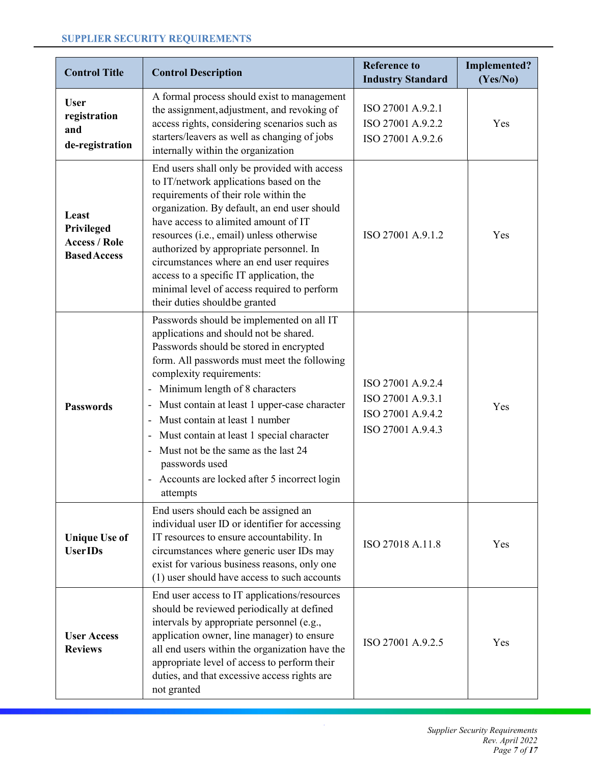| Control Title | Control Description | Reference to Industry Standard | Implemented? (Yes/No) |
|---|---|---|---|
| **User registration and de-registration** | A formal process should exist to management the assignment, adjustment, and revoking of access rights, considering scenarios such as starters/leavers as well as changing of jobs internally within the organization | ISO 27001 A.9.2.1<br>ISO 27001 A.9.2.2<br>ISO 27001 A.9.2.6 | Yes |
| **Least Privileged Access / Role Based Access** | End users shall only be provided with access to IT/network applications based on the requirements of their role within the organization. By default, an end user should have access to a limited amount of IT resources (i.e., email) unless otherwise authorized by appropriate personnel. In circumstances where an end user requires access to a specific IT application, the minimal level of access required to perform their duties should be granted | ISO 27001 A.9.1.2 | Yes |
| **Passwords** | Passwords should be implemented on all IT applications and should not be shared. Passwords should be stored in encrypted form. All passwords must meet the following complexity requirements:<br>- Minimum length of 8 characters<br>- Must contain at least 1 upper-case character<br>- Must contain at least 1 number<br>- Must contain at least 1 special character<br>- Must not be the same as the last 24 passwords used<br>- Accounts are locked after 5 incorrect login attempts | ISO 27001 A.9.2.4<br>ISO 27001 A.9.3.1<br>ISO 27001 A.9.4.2<br>ISO 27001 A.9.4.3 | Yes |
| **Unique Use of User IDs** | End users should each be assigned an individual user ID or identifier for accessing IT resources to ensure accountability. In circumstances where generic user IDs may exist for various business reasons, only one (1) user should have access to such accounts | ISO 27018 A.11.8 | Yes |
| **User Access Reviews** | End user access to IT applications/resources should be reviewed periodically at defined intervals by appropriate personnel (e.g., application owner, line manager) to ensure all end users within the organization have the appropriate level of access to perform their duties, and that excessive access rights are not granted | ISO 27001 A.9.2.5 | Yes |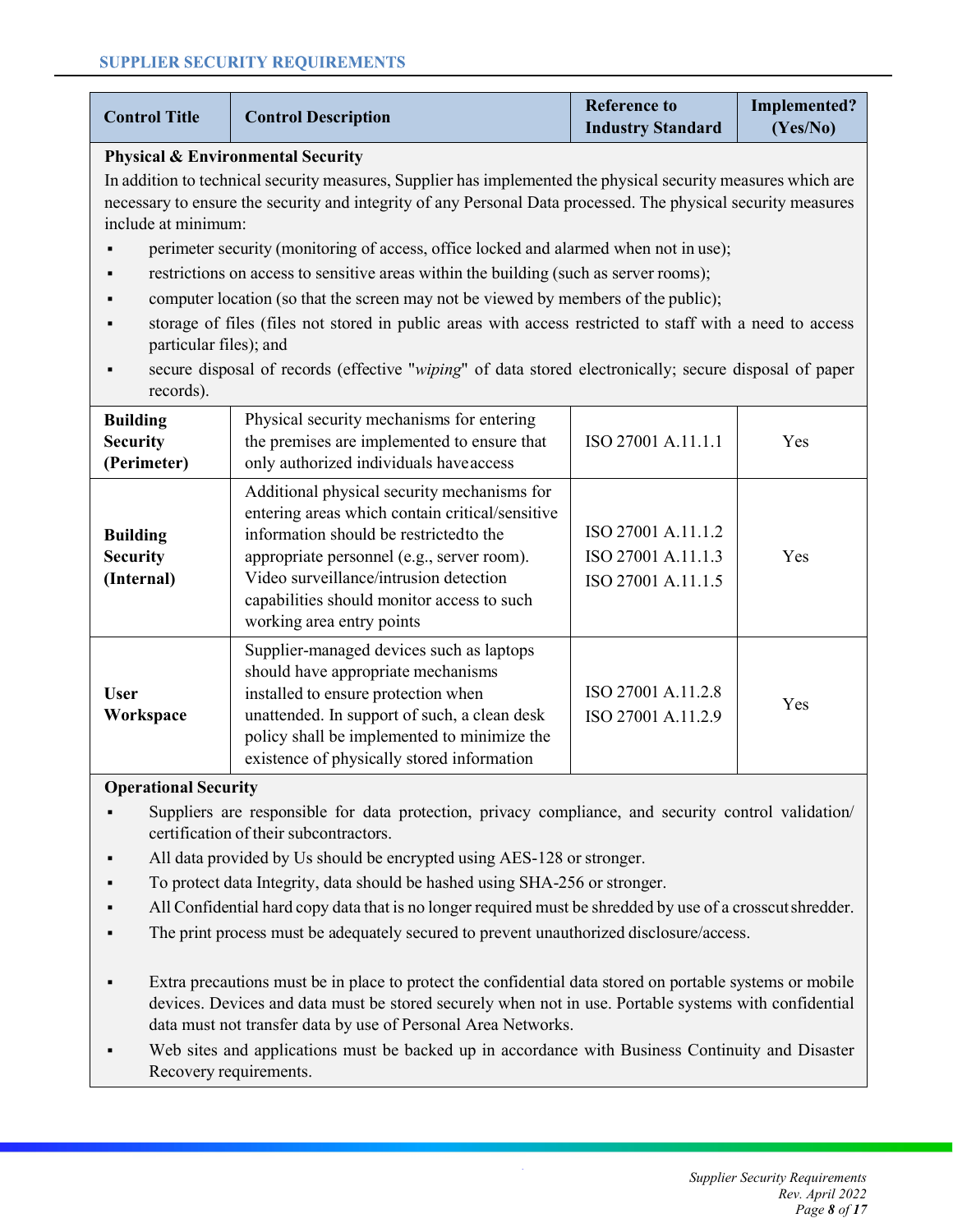| Control Title | Control Description | Reference to Industry Standard | Implemented? (Yes/No) |
|---|---|---|---|
| **Physical & Environmental Security**<br>In addition to technical security measures, Supplier has implemented the physical security measures which are necessary to ensure the security and integrity of any Personal Data processed. The physical security measures include at minimum:<br>▪ perimeter security (monitoring of access, office locked and alarmed when not in use);<br>▪ restrictions on access to sensitive areas within the building (such as server rooms);<br>▪ computer location (so that the screen may not be viewed by members of the public);<br>▪ storage of files (files not stored in public areas with access restricted to staff with a need to access particular files); and<br>▪ secure disposal of records (effective "*wiping*" of data stored electronically; secure disposal of paper records). | | | |
| **Building Security (Perimeter)** | Physical security mechanisms for entering the premises are implemented to ensure that only authorized individuals have access | ISO 27001 A.11.1.1 | Yes |
| **Building Security (Internal)** | Additional physical security mechanisms for entering areas which contain critical/sensitive information should be restricted to the appropriate personnel (e.g., server room). Video surveillance/intrusion detection capabilities should monitor access to such working area entry points | ISO 27001 A.11.1.2<br>ISO 27001 A.11.1.3<br>ISO 27001 A.11.1.5 | Yes |
| **User Workspace** | Supplier-managed devices such as laptops should have appropriate mechanisms installed to ensure protection when unattended. In support of such, a clean desk policy shall be implemented to minimize the existence of physically stored information | ISO 27001 A.11.2.8<br>ISO 27001 A.11.2.9 | Yes |
| **Operational Security**<br>▪ Suppliers are responsible for data protection, privacy compliance, and security control validation/ certification of their subcontractors.<br>▪ All data provided by Us should be encrypted using AES-128 or stronger.<br>▪ To protect data Integrity, data should be hashed using SHA-256 or stronger.<br>▪ All Confidential hard copy data that is no longer required must be shredded by use of a crosscut shredder.<br>▪ The print process must be adequately secured to prevent unauthorized disclosure/access.<br>▪ Extra precautions must be in place to protect the confidential data stored on portable systems or mobile devices. Devices and data must be stored securely when not in use. Portable systems with confidential data must not transfer data by use of Personal Area Networks.<br>▪ Web sites and applications must be backed up in accordance with Business Continuity and Disaster Recovery requirements. | | | |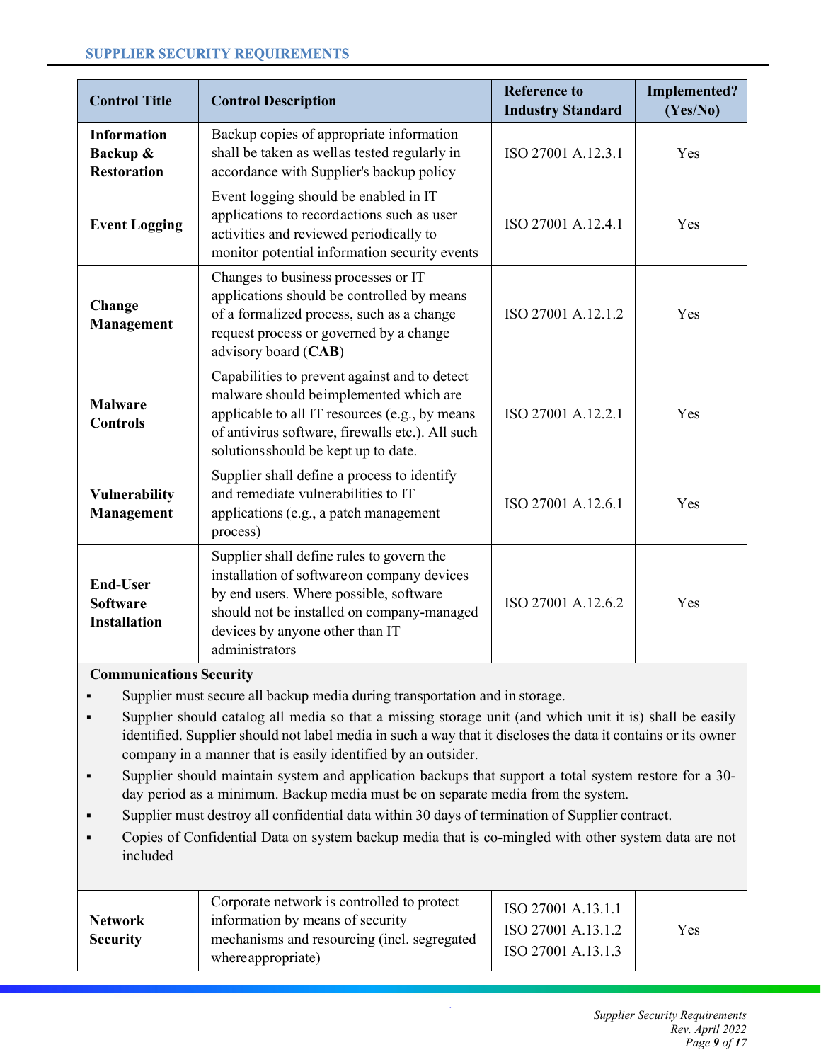| Control Title | Control Description | Reference to Industry Standard | Implemented? (Yes/No) |
|---|---|---|---|
| **Information Backup & Restoration** | Backup copies of appropriate information shall be taken as well as tested regularly in accordance with Supplier's backup policy | ISO 27001 A.12.3.1 | Yes |
| **Event Logging** | Event logging should be enabled in IT applications to record actions such as user activities and reviewed periodically to monitor potential information security events | ISO 27001 A.12.4.1 | Yes |
| **Change Management** | Changes to business processes or IT applications should be controlled by means of a formalized process, such as a change request process or governed by a change advisory board (**CAB**) | ISO 27001 A.12.1.2 | Yes |
| **Malware Controls** | Capabilities to prevent against and to detect malware should be implemented which are applicable to all IT resources (e.g., by means of antivirus software, firewalls etc.). All such solutions should be kept up to date. | ISO 27001 A.12.2.1 | Yes |
| **Vulnerability Management** | Supplier shall define a process to identify and remediate vulnerabilities to IT applications (e.g., a patch management process) | ISO 27001 A.12.6.1 | Yes |
| **End-User Software Installation** | Supplier shall define rules to govern the installation of software on company devices by end users. Where possible, software should not be installed on company-managed devices by anyone other than IT administrators | ISO 27001 A.12.6.2 | Yes |

**Communications Security**

- Supplier must secure all backup media during transportation and in storage.
- Supplier should catalog all media so that a missing storage unit (and which unit it is) shall be easily identified. Supplier should not label media in such a way that it discloses the data it contains or its owner company in a manner that is easily identified by an outsider.
- Supplier should maintain system and application backups that support a total system restore for a 30-day period as a minimum. Backup media must be on separate media from the system.
- Supplier must destroy all confidential data within 30 days of termination of Supplier contract.
- Copies of Confidential Data on system backup media that is co-mingled with other system data are not included

| Control Title | Control Description | Reference to Industry Standard | Implemented? (Yes/No) |
|---|---|---|---|
| **Network Security** | Corporate network is controlled to protect information by means of security mechanisms and resourcing (incl. segregated where appropriate) | ISO 27001 A.13.1.1<br>ISO 27001 A.13.1.2<br>ISO 27001 A.13.1.3 | Yes |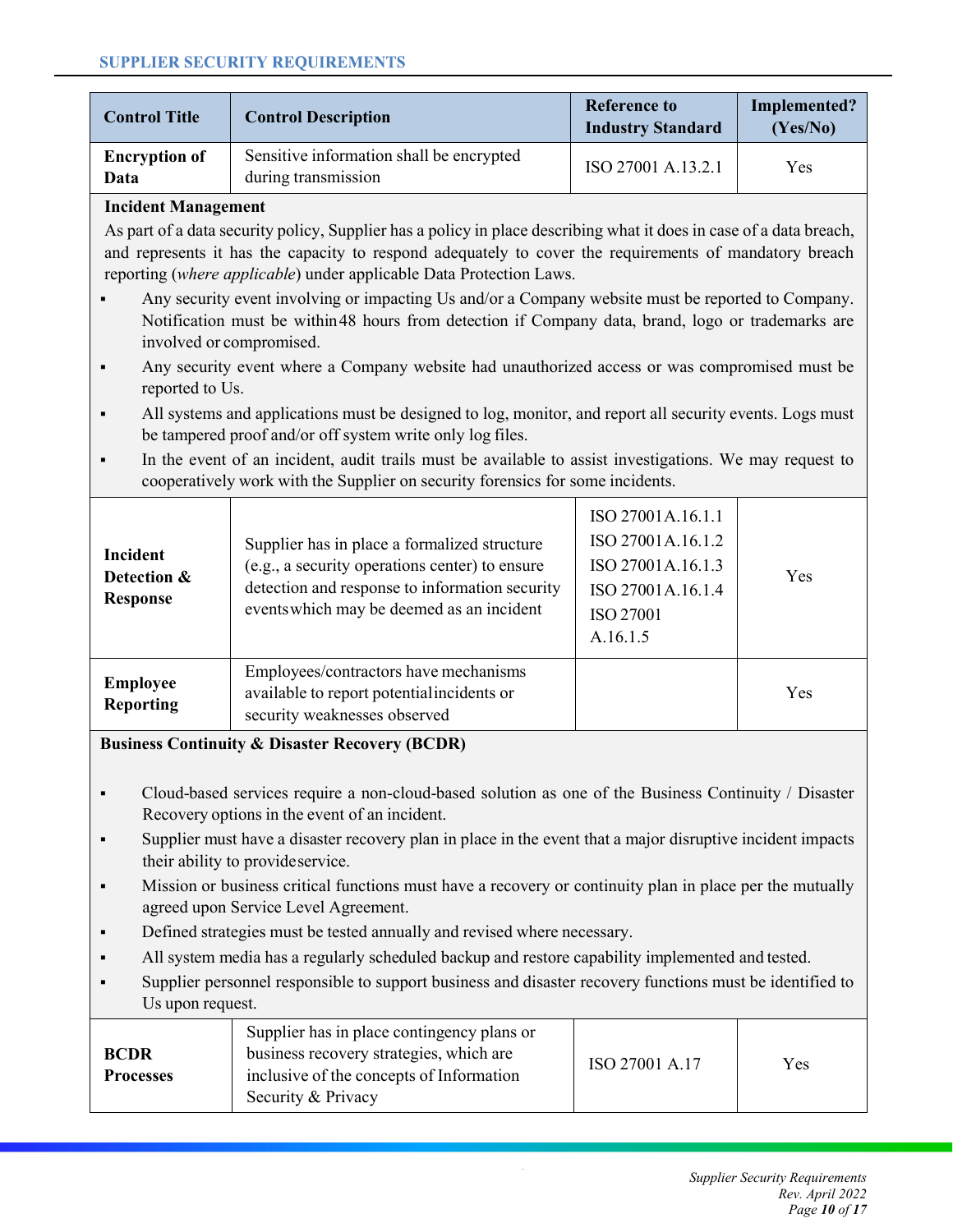| Control Title | Control Description | Reference to Industry Standard | Implemented? (Yes/No) |
|---|---|---|---|
| **Encryption of Data** | Sensitive information shall be encrypted during transmission | ISO 27001 A.13.2.1 | Yes |

**Incident Management**

As part of a data security policy, Supplier has a policy in place describing what it does in case of a data breach, and represents it has the capacity to respond adequately to cover the requirements of mandatory breach reporting (*where applicable*) under applicable Data Protection Laws.

- Any security event involving or impacting Us and/or a Company website must be reported to Company. Notification must be within 48 hours from detection if Company data, brand, logo or trademarks are involved or compromised.
- Any security event where a Company website had unauthorized access or was compromised must be reported to Us.
- All systems and applications must be designed to log, monitor, and report all security events. Logs must be tampered proof and/or off system write only log files.
- In the event of an incident, audit trails must be available to assist investigations. We may request to cooperatively work with the Supplier on security forensics for some incidents.

| Control Title | Control Description | Reference to Industry Standard | Implemented? (Yes/No) |
|---|---|---|---|
| **Incident Detection & Response** | Supplier has in place a formalized structure (e.g., a security operations center) to ensure detection and response to information security events which may be deemed as an incident | ISO 27001 A.16.1.1<br>ISO 27001 A.16.1.2<br>ISO 27001 A.16.1.3<br>ISO 27001 A.16.1.4<br>ISO 27001 A.16.1.5 | Yes |
| **Employee Reporting** | Employees/contractors have mechanisms available to report potential incidents or security weaknesses observed | | Yes |

**Business Continuity & Disaster Recovery (BCDR)**

- Cloud-based services require a non-cloud-based solution as one of the Business Continuity / Disaster Recovery options in the event of an incident.
- Supplier must have a disaster recovery plan in place in the event that a major disruptive incident impacts their ability to provide service.
- Mission or business critical functions must have a recovery or continuity plan in place per the mutually agreed upon Service Level Agreement.
- Defined strategies must be tested annually and revised where necessary.
- All system media has a regularly scheduled backup and restore capability implemented and tested.
- Supplier personnel responsible to support business and disaster recovery functions must be identified to Us upon request.

| Control Title | Control Description | Reference to Industry Standard | Implemented? (Yes/No) |
|---|---|---|---|
| **BCDR Processes** | Supplier has in place contingency plans or business recovery strategies, which are inclusive of the concepts of Information Security & Privacy | ISO 27001 A.17 | Yes |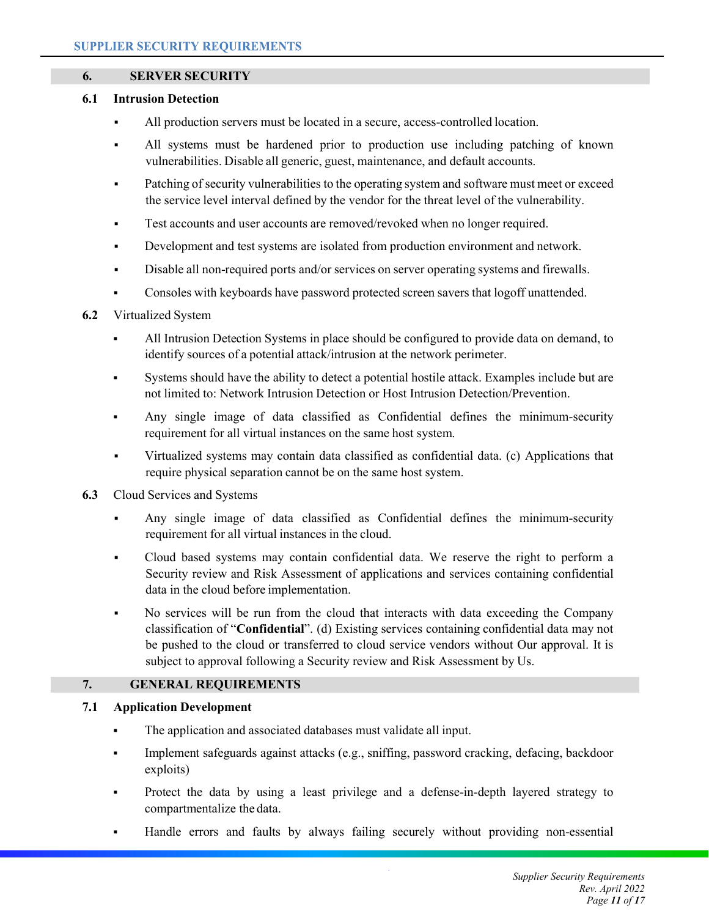## 6. SERVER SECURITY

### 6.1 Intrusion Detection

- All production servers must be located in a secure, access-controlled location.
- All systems must be hardened prior to production use including patching of known vulnerabilities. Disable all generic, guest, maintenance, and default accounts.
- Patching of security vulnerabilities to the operating system and software must meet or exceed the service level interval defined by the vendor for the threat level of the vulnerability.
- Test accounts and user accounts are removed/revoked when no longer required.
- Development and test systems are isolated from production environment and network.
- Disable all non-required ports and/or services on server operating systems and firewalls.
- Consoles with keyboards have password protected screen savers that logoff unattended.

### 6.2 Virtualized System

- All Intrusion Detection Systems in place should be configured to provide data on demand, to identify sources of a potential attack/intrusion at the network perimeter.
- Systems should have the ability to detect a potential hostile attack. Examples include but are not limited to: Network Intrusion Detection or Host Intrusion Detection/Prevention.
- Any single image of data classified as Confidential defines the minimum-security requirement for all virtual instances on the same host system.
- Virtualized systems may contain data classified as confidential data. (c) Applications that require physical separation cannot be on the same host system.

### 6.3 Cloud Services and Systems

- Any single image of data classified as Confidential defines the minimum-security requirement for all virtual instances in the cloud.
- Cloud based systems may contain confidential data. We reserve the right to perform a Security review and Risk Assessment of applications and services containing confidential data in the cloud before implementation.
- No services will be run from the cloud that interacts with data exceeding the Company classification of "**Confidential**". (d) Existing services containing confidential data may not be pushed to the cloud or transferred to cloud service vendors without Our approval. It is subject to approval following a Security review and Risk Assessment by Us.

## 7. GENERAL REQUIREMENTS

### 7.1 Application Development

- The application and associated databases must validate all input.
- Implement safeguards against attacks (e.g., sniffing, password cracking, defacing, backdoor exploits)
- Protect the data by using a least privilege and a defense-in-depth layered strategy to compartmentalize the data.
- Handle errors and faults by always failing securely without providing non-essential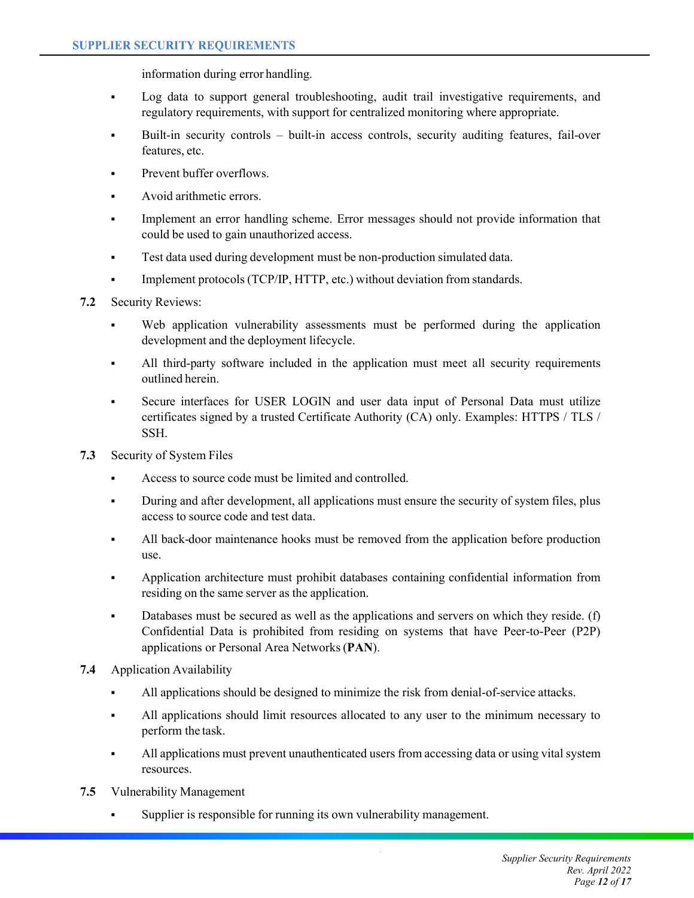information during error handling.

- Log data to support general troubleshooting, audit trail investigative requirements, and regulatory requirements, with support for centralized monitoring where appropriate.
- Built-in security controls – built-in access controls, security auditing features, fail-over features, etc.
- Prevent buffer overflows.
- Avoid arithmetic errors.
- Implement an error handling scheme. Error messages should not provide information that could be used to gain unauthorized access.
- Test data used during development must be non-production simulated data.
- Implement protocols (TCP/IP, HTTP, etc.) without deviation from standards.

**7.2** Security Reviews:

- Web application vulnerability assessments must be performed during the application development and the deployment lifecycle.
- All third-party software included in the application must meet all security requirements outlined herein.
- Secure interfaces for USER LOGIN and user data input of Personal Data must utilize certificates signed by a trusted Certificate Authority (CA) only. Examples: HTTPS / TLS / SSH.

**7.3** Security of System Files

- Access to source code must be limited and controlled.
- During and after development, all applications must ensure the security of system files, plus access to source code and test data.
- All back-door maintenance hooks must be removed from the application before production use.
- Application architecture must prohibit databases containing confidential information from residing on the same server as the application.
- Databases must be secured as well as the applications and servers on which they reside. (f) Confidential Data is prohibited from residing on systems that have Peer-to-Peer (P2P) applications or Personal Area Networks (**PAN**).

**7.4** Application Availability

- All applications should be designed to minimize the risk from denial-of-service attacks.
- All applications should limit resources allocated to any user to the minimum necessary to perform the task.
- All applications must prevent unauthenticated users from accessing data or using vital system resources.

**7.5** Vulnerability Management

- Supplier is responsible for running its own vulnerability management.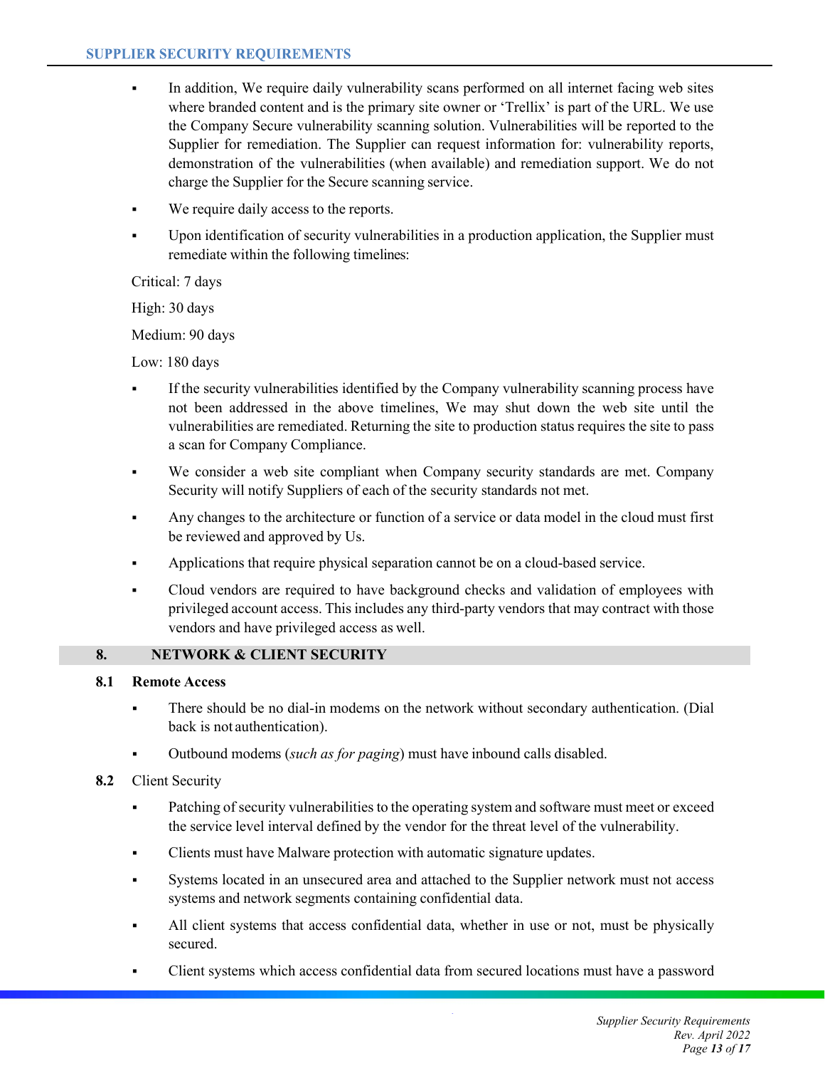- In addition, We require daily vulnerability scans performed on all internet facing web sites where branded content and is the primary site owner or 'Trellix' is part of the URL. We use the Company Secure vulnerability scanning solution. Vulnerabilities will be reported to the Supplier for remediation. The Supplier can request information for: vulnerability reports, demonstration of the vulnerabilities (when available) and remediation support. We do not charge the Supplier for the Secure scanning service.
- We require daily access to the reports.
- Upon identification of security vulnerabilities in a production application, the Supplier must remediate within the following timelines:

Critical: 7 days

High: 30 days

Medium: 90 days

Low: 180 days

- If the security vulnerabilities identified by the Company vulnerability scanning process have not been addressed in the above timelines, We may shut down the web site until the vulnerabilities are remediated. Returning the site to production status requires the site to pass a scan for Company Compliance.
- We consider a web site compliant when Company security standards are met. Company Security will notify Suppliers of each of the security standards not met.
- Any changes to the architecture or function of a service or data model in the cloud must first be reviewed and approved by Us.
- Applications that require physical separation cannot be on a cloud-based service.
- Cloud vendors are required to have background checks and validation of employees with privileged account access. This includes any third-party vendors that may contract with those vendors and have privileged access as well.

## 8. NETWORK & CLIENT SECURITY

### 8.1 Remote Access

- There should be no dial-in modems on the network without secondary authentication. (Dial back is not authentication).
- Outbound modems (*such as for paging*) must have inbound calls disabled.

### 8.2 Client Security

- Patching of security vulnerabilities to the operating system and software must meet or exceed the service level interval defined by the vendor for the threat level of the vulnerability.
- Clients must have Malware protection with automatic signature updates.
- Systems located in an unsecured area and attached to the Supplier network must not access systems and network segments containing confidential data.
- All client systems that access confidential data, whether in use or not, must be physically secured.
- Client systems which access confidential data from secured locations must have a password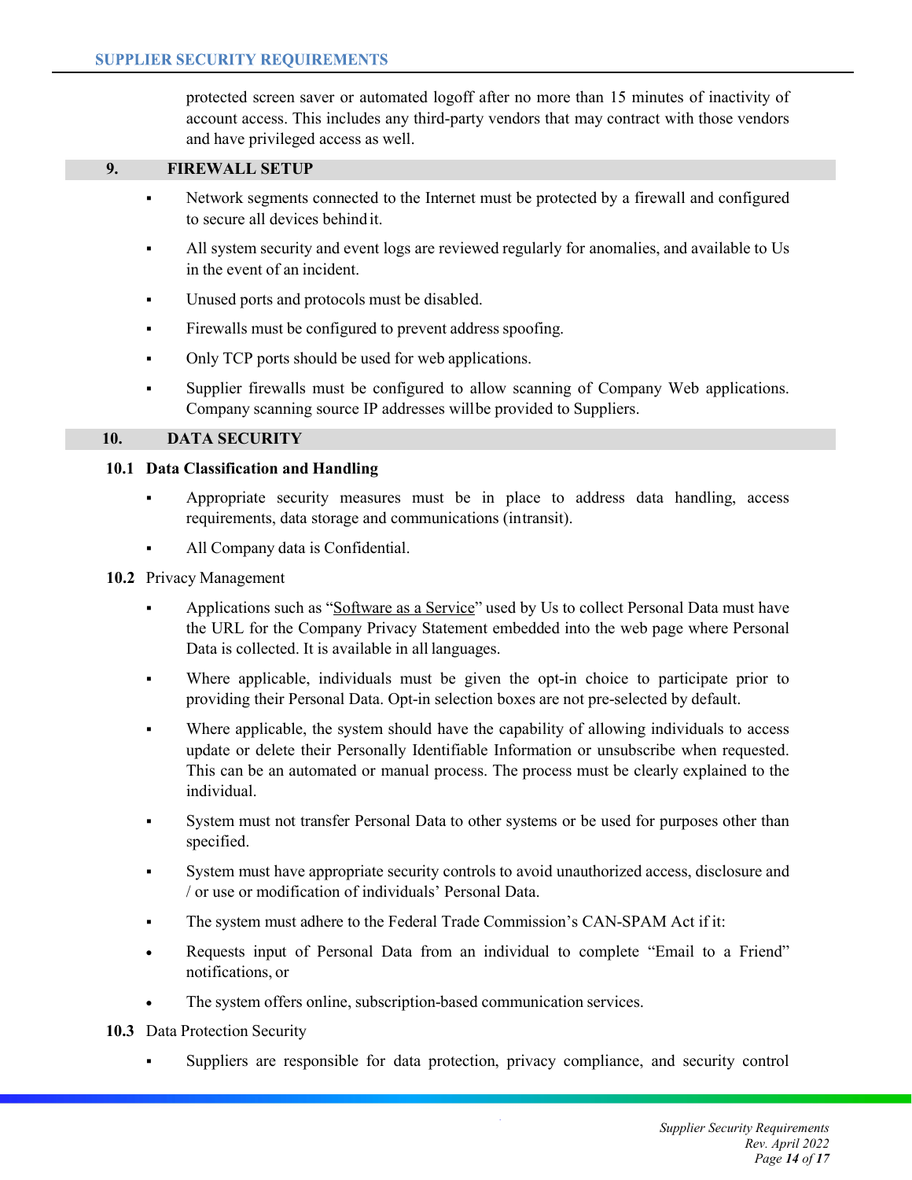protected screen saver or automated logoff after no more than 15 minutes of inactivity of account access. This includes any third-party vendors that may contract with those vendors and have privileged access as well.

## 9. FIREWALL SETUP

- Network segments connected to the Internet must be protected by a firewall and configured to secure all devices behind it.
- All system security and event logs are reviewed regularly for anomalies, and available to Us in the event of an incident.
- Unused ports and protocols must be disabled.
- Firewalls must be configured to prevent address spoofing.
- Only TCP ports should be used for web applications.
- Supplier firewalls must be configured to allow scanning of Company Web applications. Company scanning source IP addresses will be provided to Suppliers.

## 10. DATA SECURITY

### 10.1 Data Classification and Handling

- Appropriate security measures must be in place to address data handling, access requirements, data storage and communications (intransit).
- All Company data is Confidential.

### 10.2 Privacy Management

- Applications such as "Software as a Service" used by Us to collect Personal Data must have the URL for the Company Privacy Statement embedded into the web page where Personal Data is collected. It is available in all languages.
- Where applicable, individuals must be given the opt-in choice to participate prior to providing their Personal Data. Opt-in selection boxes are not pre-selected by default.
- Where applicable, the system should have the capability of allowing individuals to access update or delete their Personally Identifiable Information or unsubscribe when requested. This can be an automated or manual process. The process must be clearly explained to the individual.
- System must not transfer Personal Data to other systems or be used for purposes other than specified.
- System must have appropriate security controls to avoid unauthorized access, disclosure and / or use or modification of individuals' Personal Data.
- The system must adhere to the Federal Trade Commission's CAN-SPAM Act if it:
- Requests input of Personal Data from an individual to complete "Email to a Friend" notifications, or
- The system offers online, subscription-based communication services.

### 10.3 Data Protection Security

- Suppliers are responsible for data protection, privacy compliance, and security control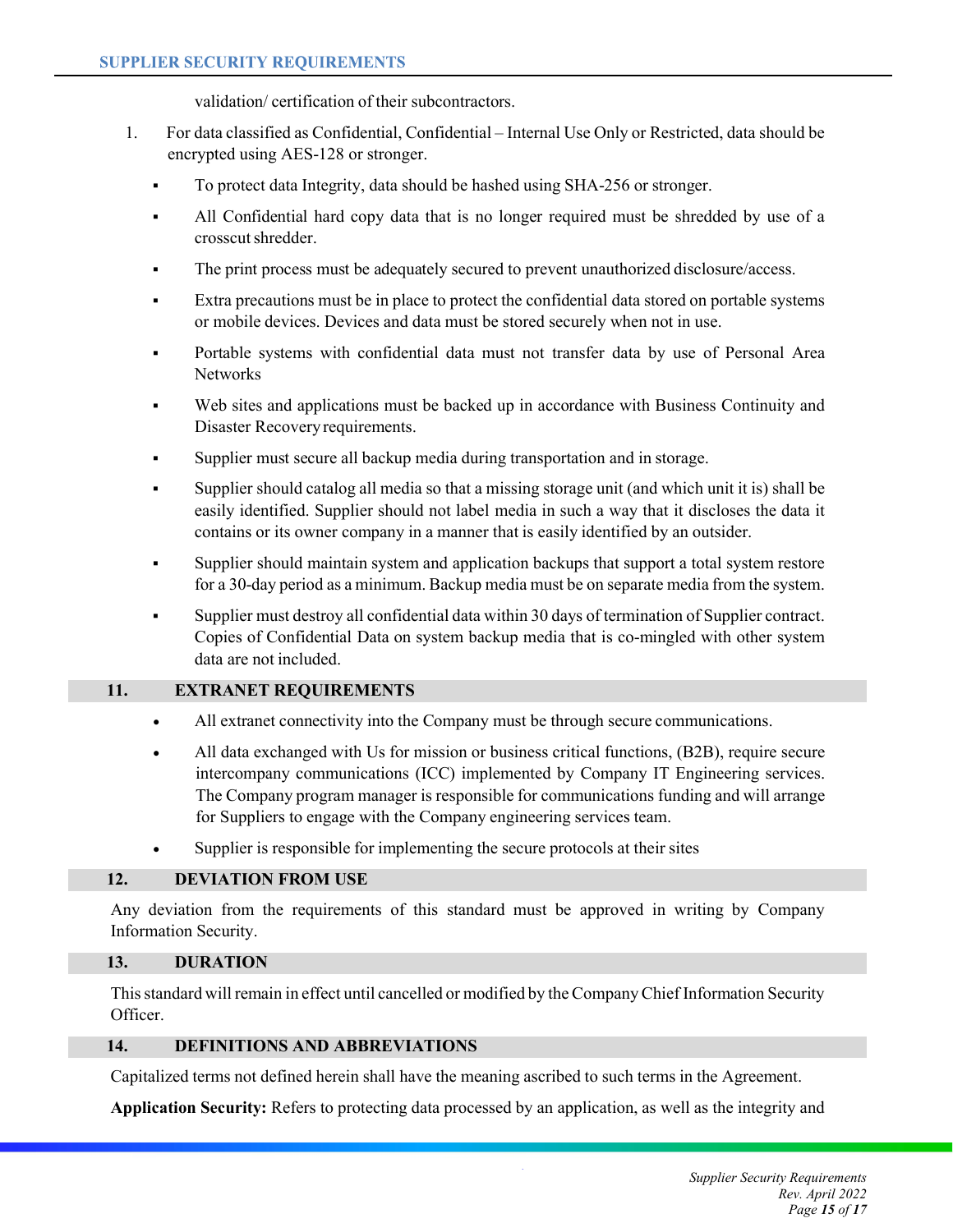validation/ certification of their subcontractors.

1. For data classified as Confidential, Confidential – Internal Use Only or Restricted, data should be encrypted using AES-128 or stronger.

   - To protect data Integrity, data should be hashed using SHA-256 or stronger.
   - All Confidential hard copy data that is no longer required must be shredded by use of a crosscut shredder.
   - The print process must be adequately secured to prevent unauthorized disclosure/access.
   - Extra precautions must be in place to protect the confidential data stored on portable systems or mobile devices. Devices and data must be stored securely when not in use.
   - Portable systems with confidential data must not transfer data by use of Personal Area Networks
   - Web sites and applications must be backed up in accordance with Business Continuity and Disaster Recovery requirements.
   - Supplier must secure all backup media during transportation and in storage.
   - Supplier should catalog all media so that a missing storage unit (and which unit it is) shall be easily identified. Supplier should not label media in such a way that it discloses the data it contains or its owner company in a manner that is easily identified by an outsider.
   - Supplier should maintain system and application backups that support a total system restore for a 30-day period as a minimum. Backup media must be on separate media from the system.
   - Supplier must destroy all confidential data within 30 days of termination of Supplier contract. Copies of Confidential Data on system backup media that is co-mingled with other system data are not included.

## 11. EXTRANET REQUIREMENTS

- All extranet connectivity into the Company must be through secure communications.
- All data exchanged with Us for mission or business critical functions, (B2B), require secure intercompany communications (ICC) implemented by Company IT Engineering services. The Company program manager is responsible for communications funding and will arrange for Suppliers to engage with the Company engineering services team.
- Supplier is responsible for implementing the secure protocols at their sites

## 12. DEVIATION FROM USE

Any deviation from the requirements of this standard must be approved in writing by Company Information Security.

## 13. DURATION

This standard will remain in effect until cancelled or modified by the Company Chief Information Security Officer.

## 14. DEFINITIONS AND ABBREVIATIONS

Capitalized terms not defined herein shall have the meaning ascribed to such terms in the Agreement.

**Application Security:** Refers to protecting data processed by an application, as well as the integrity and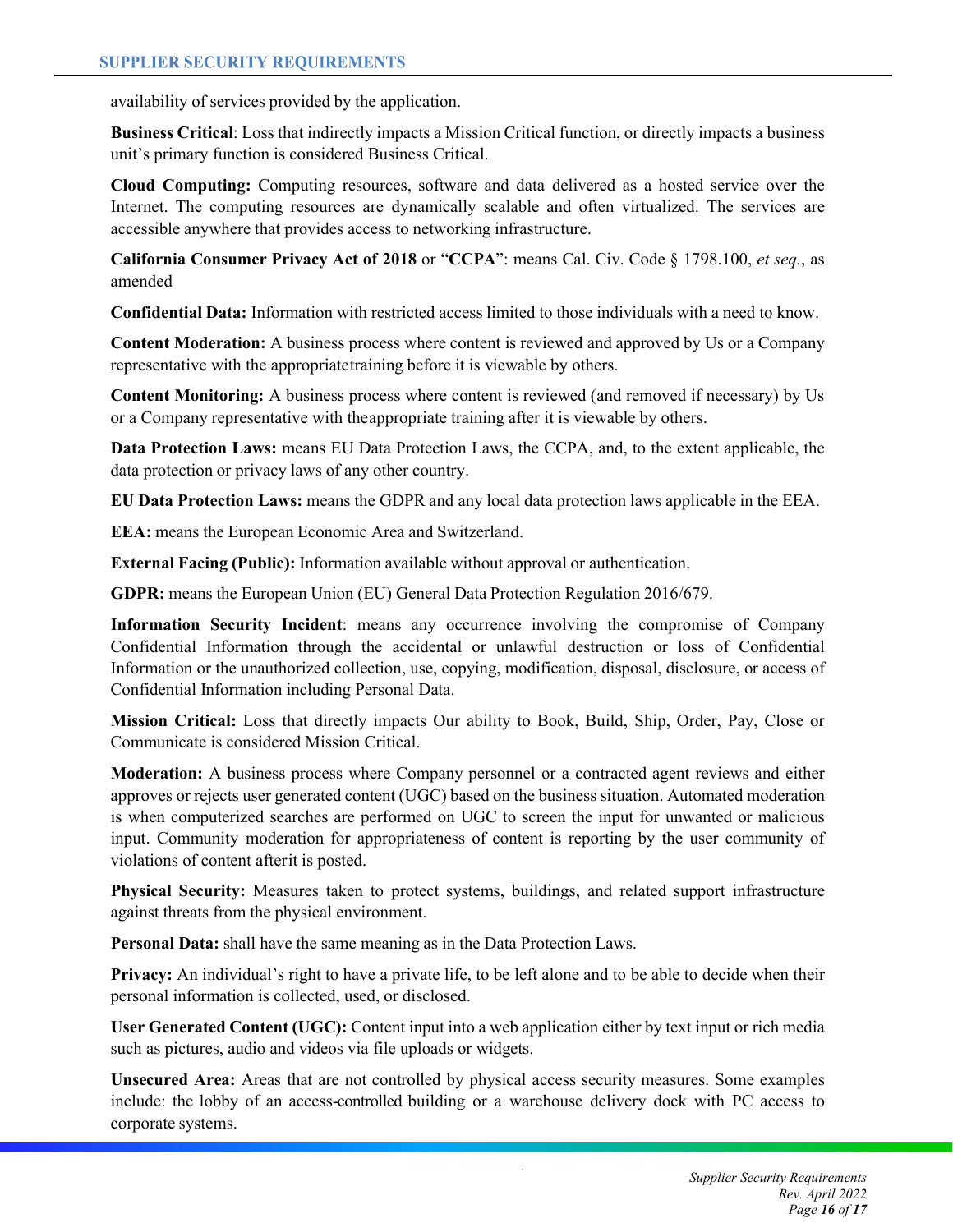availability of services provided by the application.

**Business Critical**: Loss that indirectly impacts a Mission Critical function, or directly impacts a business unit's primary function is considered Business Critical.

**Cloud Computing:** Computing resources, software and data delivered as a hosted service over the Internet. The computing resources are dynamically scalable and often virtualized. The services are accessible anywhere that provides access to networking infrastructure.

**California Consumer Privacy Act of 2018** or "**CCPA**": means Cal. Civ. Code § 1798.100, *et seq.*, as amended

**Confidential Data:** Information with restricted access limited to those individuals with a need to know.

**Content Moderation:** A business process where content is reviewed and approved by Us or a Company representative with the appropriatetraining before it is viewable by others.

**Content Monitoring:** A business process where content is reviewed (and removed if necessary) by Us or a Company representative with theappropriate training after it is viewable by others.

**Data Protection Laws:** means EU Data Protection Laws, the CCPA, and, to the extent applicable, the data protection or privacy laws of any other country.

**EU Data Protection Laws:** means the GDPR and any local data protection laws applicable in the EEA.

**EEA:** means the European Economic Area and Switzerland.

**External Facing (Public):** Information available without approval or authentication.

**GDPR:** means the European Union (EU) General Data Protection Regulation 2016/679.

**Information Security Incident**: means any occurrence involving the compromise of Company Confidential Information through the accidental or unlawful destruction or loss of Confidential Information or the unauthorized collection, use, copying, modification, disposal, disclosure, or access of Confidential Information including Personal Data.

**Mission Critical:** Loss that directly impacts Our ability to Book, Build, Ship, Order, Pay, Close or Communicate is considered Mission Critical.

**Moderation:** A business process where Company personnel or a contracted agent reviews and either approves or rejects user generated content (UGC) based on the business situation. Automated moderation is when computerized searches are performed on UGC to screen the input for unwanted or malicious input. Community moderation for appropriateness of content is reporting by the user community of violations of content afterit is posted.

**Physical Security:** Measures taken to protect systems, buildings, and related support infrastructure against threats from the physical environment.

**Personal Data:** shall have the same meaning as in the Data Protection Laws.

**Privacy:** An individual's right to have a private life, to be left alone and to be able to decide when their personal information is collected, used, or disclosed.

**User Generated Content (UGC):** Content input into a web application either by text input or rich media such as pictures, audio and videos via file uploads or widgets.

**Unsecured Area:** Areas that are not controlled by physical access security measures. Some examples include: the lobby of an access-controlled building or a warehouse delivery dock with PC access to corporate systems.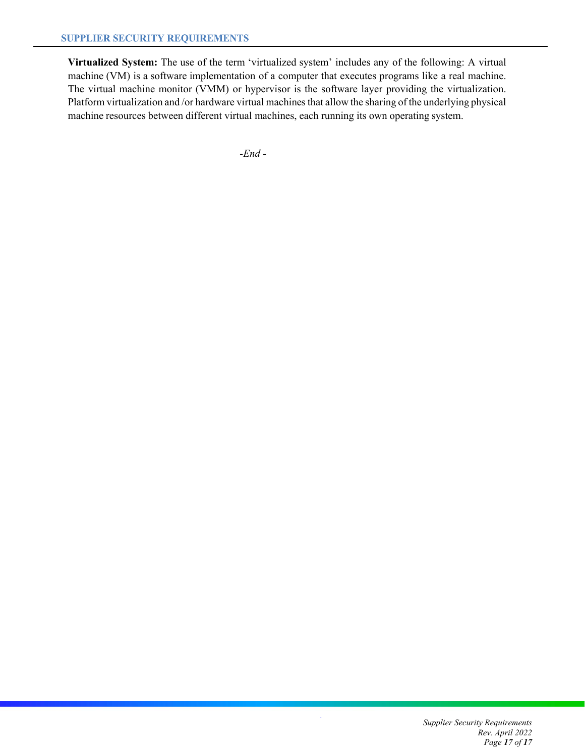**Virtualized System:** The use of the term 'virtualized system' includes any of the following: A virtual machine (VM) is a software implementation of a computer that executes programs like a real machine. The virtual machine monitor (VMM) or hypervisor is the software layer providing the virtualization. Platform virtualization and /or hardware virtual machines that allow the sharing of the underlying physical machine resources between different virtual machines, each running its own operating system.

*-End -*